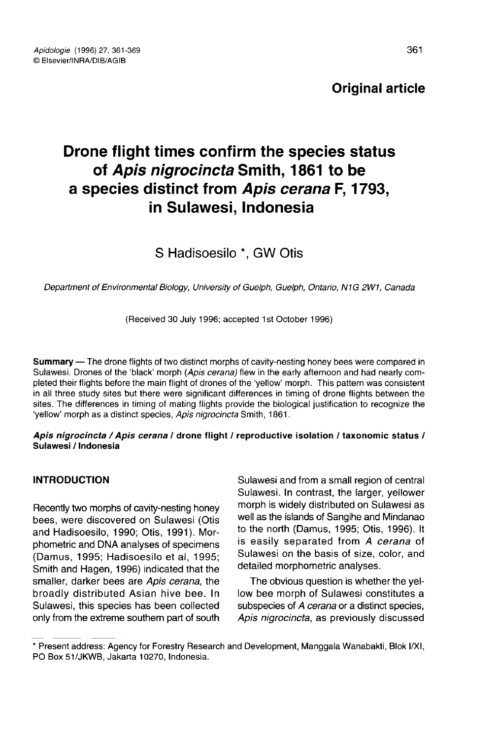**Original article**

# Drone flight times confirm the species status of *Apis nigrocincta* Smith, 1861 to be a species distinct from *Apis cerana* F, 1793, in Sulawesi, Indonesia

S Hadisoesilo *, GW Otis

*Department of Environmental Biology, University of Guelph, Guelph, Ontario, N1G 2W1, Canada*

(Received 30 July 1996; accepted 1st October 1996)

**Summary** — The drone flights of two distinct morphs of cavity-nesting honey bees were compared in Sulawesi. Drones of the 'black' morph (*Apis cerana*) flew in the early afternoon and had nearly completed their flights before the main flight of drones of the 'yellow' morph. This pattern was consistent in all three study sites but there were significant differences in timing of drone flights between the sites. The differences in timing of mating flights provide the biological justification to recognize the 'yellow' morph as a distinct species, *Apis nigrocincta* Smith, 1861.

***Apis nigrocincta* / *Apis cerana* / drone flight / reproductive isolation / taxonomic status / Sulawesi / Indonesia**

## INTRODUCTION

Recently two morphs of cavity-nesting honey bees, were discovered on Sulawesi (Otis and Hadisoesilo, 1990; Otis, 1991). Morphometric and DNA analyses of specimens (Damus, 1995; Hadisoesilo et al, 1995; Smith and Hagen, 1996) indicated that the smaller, darker bees are *Apis cerana*, the broadly distributed Asian hive bee. In Sulawesi, this species has been collected only from the extreme southern part of south Sulawesi and from a small region of central Sulawesi. In contrast, the larger, yellower morph is widely distributed on Sulawesi as well as the islands of Sangihe and Mindanao to the north (Damus, 1995; Otis, 1996). It is easily separated from *A cerana* of Sulawesi on the basis of size, color, and detailed morphometric analyses.

The obvious question is whether the yellow bee morph of Sulawesi constitutes a subspecies of *A cerana* or a distinct species, *Apis nigrocincta*, as previously discussed

* Present address: Agency for Forestry Research and Development, Manggala Wanabakti, Blok I/XI, PO Box 51/JKWB, Jakarta 10270, Indonesia.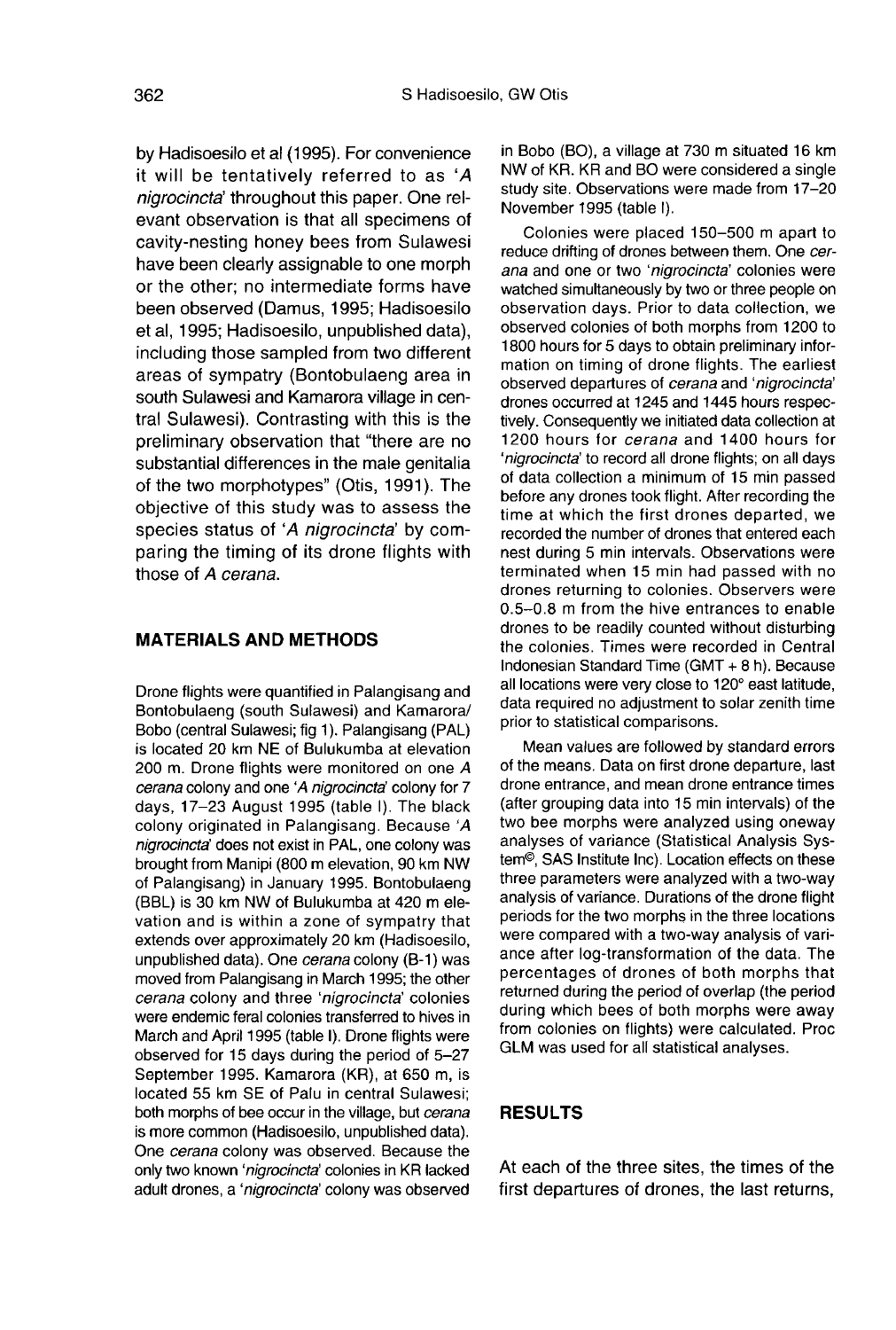by Hadisoesilo et al (1995). For convenience it will be tentatively referred to as '*A nigrocincta*' throughout this paper. One relevant observation is that all specimens of cavity-nesting honey bees from Sulawesi have been clearly assignable to one morph or the other; no intermediate forms have been observed (Damus, 1995; Hadisoesilo et al, 1995; Hadisoesilo, unpublished data), including those sampled from two different areas of sympatry (Bontobulaeng area in south Sulawesi and Kamarora village in central Sulawesi). Contrasting with this is the preliminary observation that "there are no substantial differences in the male genitalia of the two morphotypes" (Otis, 1991). The objective of this study was to assess the species status of '*A nigrocincta*' by comparing the timing of its drone flights with those of *A cerana*.

## MATERIALS AND METHODS

Drone flights were quantified in Palangisang and Bontobulaeng (south Sulawesi) and Kamarora/Bobo (central Sulawesi; fig 1). Palangisang (PAL) is located 20 km NE of Bulukumba at elevation 200 m. Drone flights were monitored on one *A cerana* colony and one '*A nigrocincta*' colony for 7 days, 17–23 August 1995 (table I). The black colony originated in Palangisang. Because '*A nigrocincta*' does not exist in PAL, one colony was brought from Manipi (800 m elevation, 90 km NW of Palangisang) in January 1995. Bontobulaeng (BBL) is 30 km NW of Bulukumba at 420 m elevation and is within a zone of sympatry that extends over approximately 20 km (Hadisoesilo, unpublished data). One *cerana* colony (B-1) was moved from Palangisang in March 1995; the other *cerana* colony and three '*nigrocincta*' colonies were endemic feral colonies transferred to hives in March and April 1995 (table I). Drone flights were observed for 15 days during the period of 5–27 September 1995. Kamarora (KR), at 650 m, is located 55 km SE of Palu in central Sulawesi; both morphs of bee occur in the village, but *cerana* is more common (Hadisoesilo, unpublished data). One *cerana* colony was observed. Because the only two known '*nigrocincta*' colonies in KR lacked adult drones, a '*nigrocincta*' colony was observed in Bobo (BO), a village at 730 m situated 16 km NW of KR. KR and BO were considered a single study site. Observations were made from 17–20 November 1995 (table I).

Colonies were placed 150–500 m apart to reduce drifting of drones between them. One *cerana* and one or two '*nigrocincta*' colonies were watched simultaneously by two or three people on observation days. Prior to data collection, we observed colonies of both morphs from 1200 to 1800 hours for 5 days to obtain preliminary information on timing of drone flights. The earliest observed departures of *cerana* and '*nigrocincta*' drones occurred at 1245 and 1445 hours respectively. Consequently we initiated data collection at 1200 hours for *cerana* and 1400 hours for '*nigrocincta*' to record all drone flights; on all days of data collection a minimum of 15 min passed before any drones took flight. After recording the time at which the first drones departed, we recorded the number of drones that entered each nest during 5 min intervals. Observations were terminated when 15 min had passed with no drones returning to colonies. Observers were 0.5–0.8 m from the hive entrances to enable drones to be readily counted without disturbing the colonies. Times were recorded in Central Indonesian Standard Time (GMT + 8 h). Because all locations were very close to 120° east latitude, data required no adjustment to solar zenith time prior to statistical comparisons.

Mean values are followed by standard errors of the means. Data on first drone departure, last drone entrance, and mean drone entrance times (after grouping data into 15 min intervals) of the two bee morphs were analyzed using oneway analyses of variance (Statistical Analysis System©, SAS Institute Inc). Location effects on these three parameters were analyzed with a two-way analysis of variance. Durations of the drone flight periods for the two morphs in the three locations were compared with a two-way analysis of variance after log-transformation of the data. The percentages of drones of both morphs that returned during the period of overlap (the period during which bees of both morphs were away from colonies on flights) were calculated. Proc GLM was used for all statistical analyses.

## RESULTS

At each of the three sites, the times of the first departures of drones, the last returns,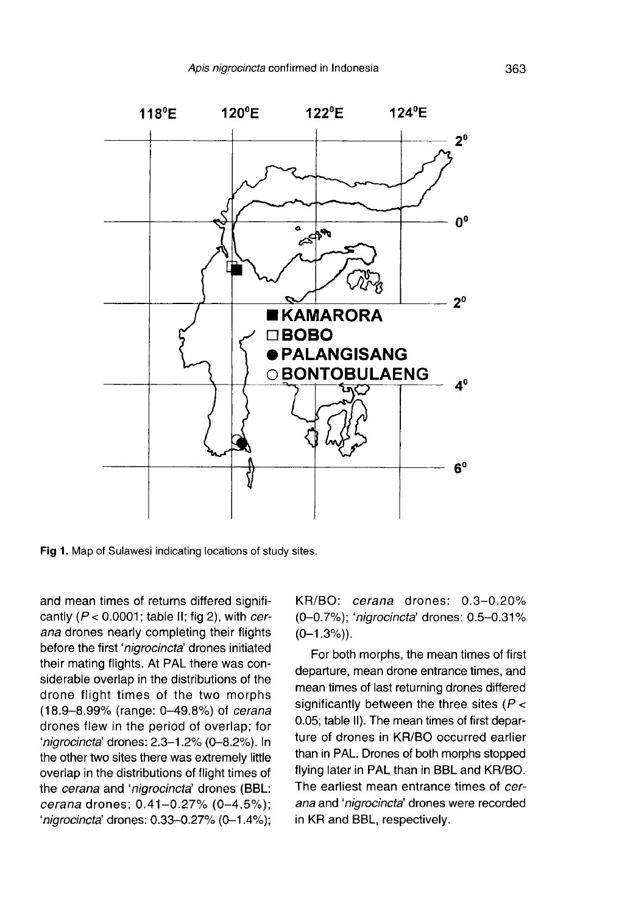Fig 1. Map of Sulawesi indicating locations of study sites.

and mean times of returns differed significantly ($P < 0.0001$; table II; fig 2), with *cerana* drones nearly completing their flights before the first '*nigrocincta*' drones initiated their mating flights. At PAL there was considerable overlap in the distributions of the drone flight times of the two morphs (18.9–8.99% (range: 0–49.8%) of *cerana* drones flew in the period of overlap; for '*nigrocincta*' drones: 2.3–1.2% (0–8.2%). In the other two sites there was extremely little overlap in the distributions of flight times of the *cerana* and '*nigrocincta*' drones (BBL: *cerana* drones: 0.41–0.27% (0–4.5%); '*nigrocincta*' drones: 0.33–0.27% (0–1.4%); KR/BO: *cerana* drones: 0.3–0.20% (0–0.7%); '*nigrocincta*' drones: 0.5–0.31% (0–1.3%)).

For both morphs, the mean times of first departure, mean drone entrance times, and mean times of last returning drones differed significantly between the three sites ($P < 0.05$; table II). The mean times of first departure of drones in KR/BO occurred earlier than in PAL. Drones of both morphs stopped flying later in PAL than in BBL and KR/BO. The earliest mean entrance times of *cerana* and '*nigrocincta*' drones were recorded in KR and BBL, respectively.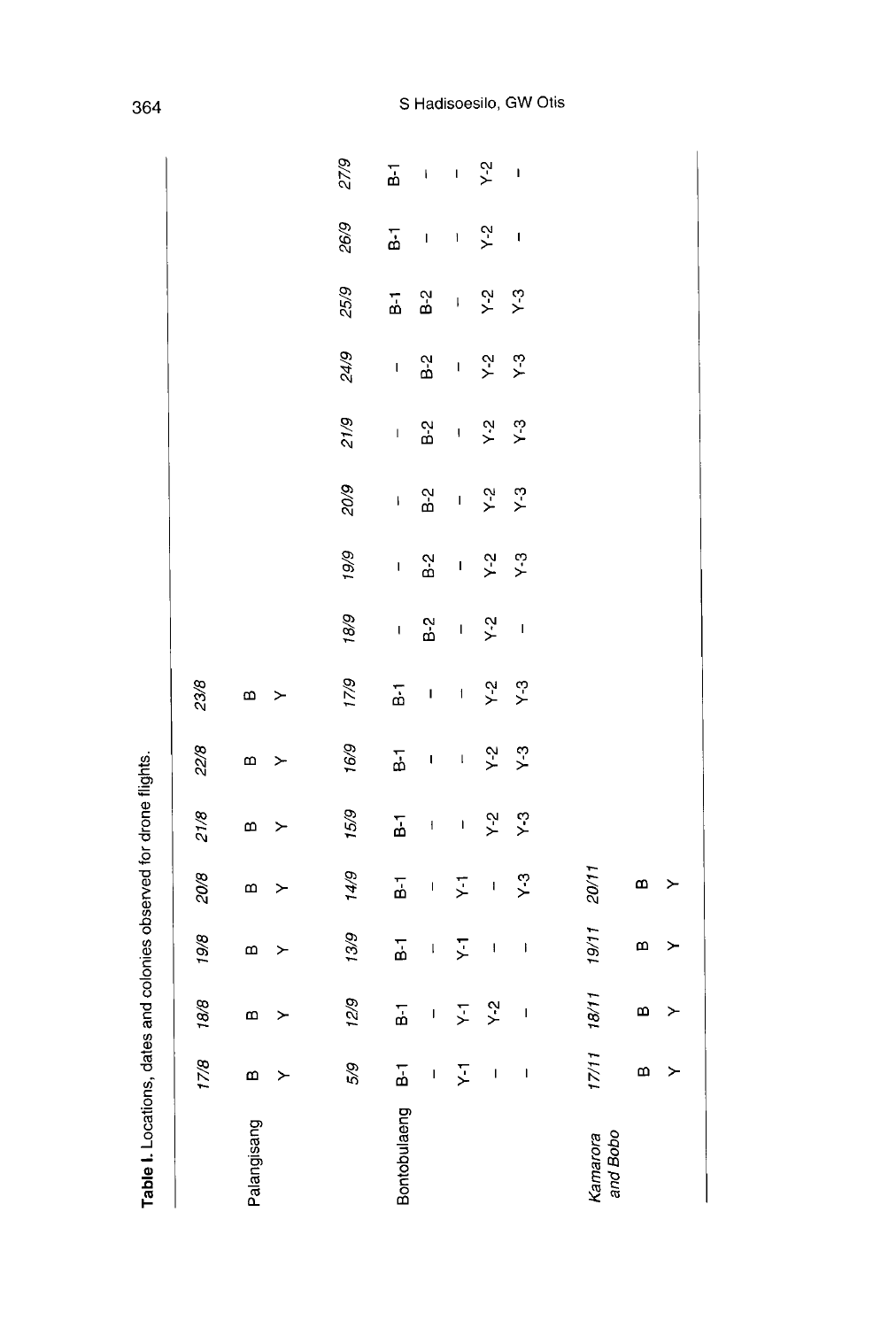**Table I.** Locations, dates and colonies observed for drone flights.

| | 17/8 | 18/8 | 19/8 | 20/8 | 21/8 | 22/8 | 23/8 | | | | | | | | |
|---|---|---|---|---|---|---|---|---|---|---|---|---|---|---|---|
| Palangisang | B | B | B | B | B | B | B | | | | | | | | |
| | Y | Y | Y | Y | Y | Y | Y | | | | | | | | |
| | 5/9 | 12/9 | 13/9 | 14/9 | 15/9 | 16/9 | 17/9 | 18/9 | 19/9 | 20/9 | 21/9 | 24/9 | 25/9 | 26/9 | 27/9 |
| Bontobulaeng | B-1 | B-1 | B-1 | B-1 | B-1 | B-1 | B-1 | – | – | – | – | – | B-1 | B-1 | B-1 |
| | – | – | – | – | – | – | – | B-2 | B-2 | B-2 | B-2 | B-2 | B-2 | – | – |
| | Y-1 | Y-1 | Y-1 | Y-1 | – | – | – | – | – | – | – | – | – | – | – |
| | – | Y-2 | – | – | Y-2 | Y-2 | Y-2 | Y-2 | Y-2 | Y-2 | Y-2 | Y-2 | Y-2 | Y-2 | Y-2 |
| | – | – | – | Y-3 | Y-3 | Y-3 | Y-3 | – | Y-3 | Y-3 | Y-3 | Y-3 | Y-3 | – | – |
| *Kamarora and Bobo* | 17/11 | 18/11 | 19/11 | 20/11 | | | | | | | | | | | |
| | B | B | B | B | | | | | | | | | | | |
| | Y | Y | Y | Y | | | | | | | | | | | |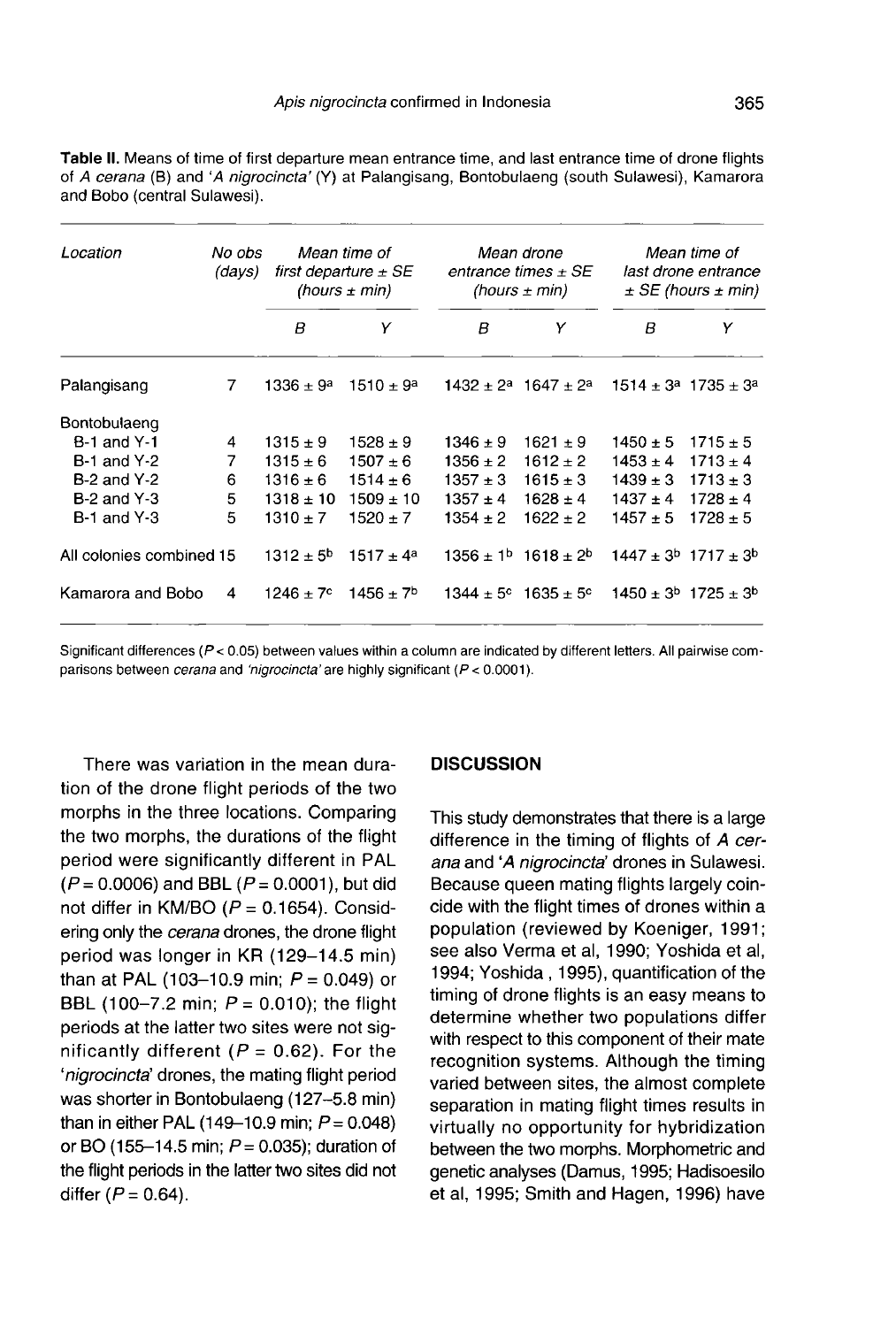**Table II.** Means of time of first departure mean entrance time, and last entrance time of drone flights of *A cerana* (B) and *'A nigrocincta'* (Y) at Palangisang, Bontobulaeng (south Sulawesi), Kamarora and Bobo (central Sulawesi).

| *Location* | *No obs (days)* | *Mean time of first departure ± SE (hours ± min)* | | *Mean drone entrance times ± SE (hours ± min)* | | *Mean time of last drone entrance ± SE (hours ± min)* | |
|---|---|---|---|---|---|---|---|
| | | *B* | *Y* | *B* | *Y* | *B* | *Y* |
| Palangisang | 7 | 1336 ± 9[a] | 1510 ± 9[a] | 1432 ± 2[a] | 1647 ± 2[a] | 1514 ± 3[a] | 1735 ± 3[a] |
| Bontobulaeng | | | | | | | |
| B-1 and Y-1 | 4 | 1315 ± 9 | 1528 ± 9 | 1346 ± 9 | 1621 ± 9 | 1450 ± 5 | 1715 ± 5 |
| B-1 and Y-2 | 7 | 1315 ± 6 | 1507 ± 6 | 1356 ± 2 | 1612 ± 2 | 1453 ± 4 | 1713 ± 4 |
| B-2 and Y-2 | 6 | 1316 ± 6 | 1514 ± 6 | 1357 ± 3 | 1615 ± 3 | 1439 ± 3 | 1713 ± 3 |
| B-2 and Y-3 | 5 | 1318 ± 10 | 1509 ± 10 | 1357 ± 4 | 1628 ± 4 | 1437 ± 4 | 1728 ± 4 |
| B-1 and Y-3 | 5 | 1310 ± 7 | 1520 ± 7 | 1354 ± 2 | 1622 ± 2 | 1457 ± 5 | 1728 ± 5 |
| All colonies combined | 15 | 1312 ± 5[b] | 1517 ± 4[a] | 1356 ± 1[b] | 1618 ± 2[b] | 1447 ± 3[b] | 1717 ± 3[b] |
| Kamarora and Bobo | 4 | 1246 ± 7[c] | 1456 ± 7[b] | 1344 ± 5[c] | 1635 ± 5[c] | 1450 ± 3[b] | 1725 ± 3[b] |

Significant differences ($P < 0.05$) between values within a column are indicated by different letters. All pairwise comparisons between *cerana* and *'nigrocincta'* are highly significant ($P < 0.0001$).

There was variation in the mean duration of the drone flight periods of the two morphs in the three locations. Comparing the two morphs, the durations of the flight period were significantly different in PAL ($P = 0.0006$) and BBL ($P = 0.0001$), but did not differ in KM/BO ($P = 0.1654$). Considering only the *cerana* drones, the drone flight period was longer in KR (129–14.5 min) than at PAL (103–10.9 min; $P = 0.049$) or BBL (100–7.2 min; $P = 0.010$); the flight periods at the latter two sites were not significantly different ($P = 0.62$). For the *'nigrocincta'* drones, the mating flight period was shorter in Bontobulaeng (127–5.8 min) than in either PAL (149–10.9 min; $P = 0.048$) or BO (155–14.5 min; $P = 0.035$); duration of the flight periods in the latter two sites did not differ ($P = 0.64$).

## DISCUSSION

This study demonstrates that there is a large difference in the timing of flights of *A cerana* and *'A nigrocincta'* drones in Sulawesi. Because queen mating flights largely coincide with the flight times of drones within a population (reviewed by Koeniger, 1991; see also Verma et al, 1990; Yoshida et al, 1994; Yoshida , 1995), quantification of the timing of drone flights is an easy means to determine whether two populations differ with respect to this component of their mate recognition systems. Although the timing varied between sites, the almost complete separation in mating flight times results in virtually no opportunity for hybridization between the two morphs. Morphometric and genetic analyses (Damus, 1995; Hadisoesilo et al, 1995; Smith and Hagen, 1996) have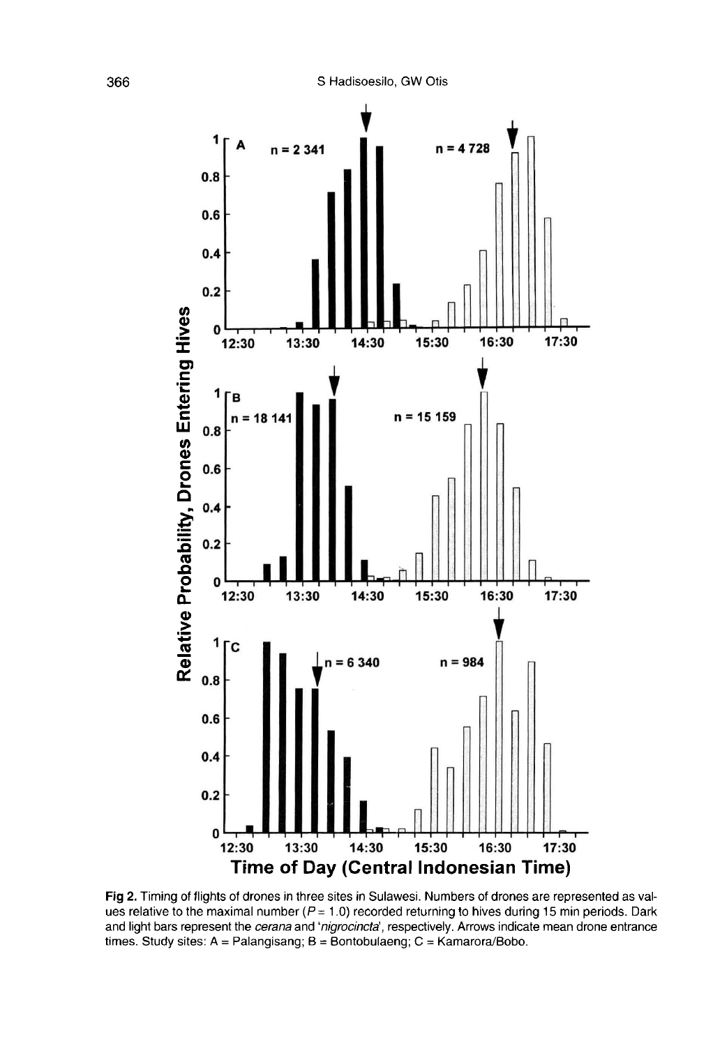**Fig 2.** Timing of flights of drones in three sites in Sulawesi. Numbers of drones are represented as values relative to the maximal number ($P = 1.0$) recorded returning to hives during 15 min periods. Dark and light bars represent the *cerana* and '*nigrocincta*', respectively. Arrows indicate mean drone entrance times. Study sites: A = Palangisang; B = Bontobulaeng; C = Kamarora/Bobo.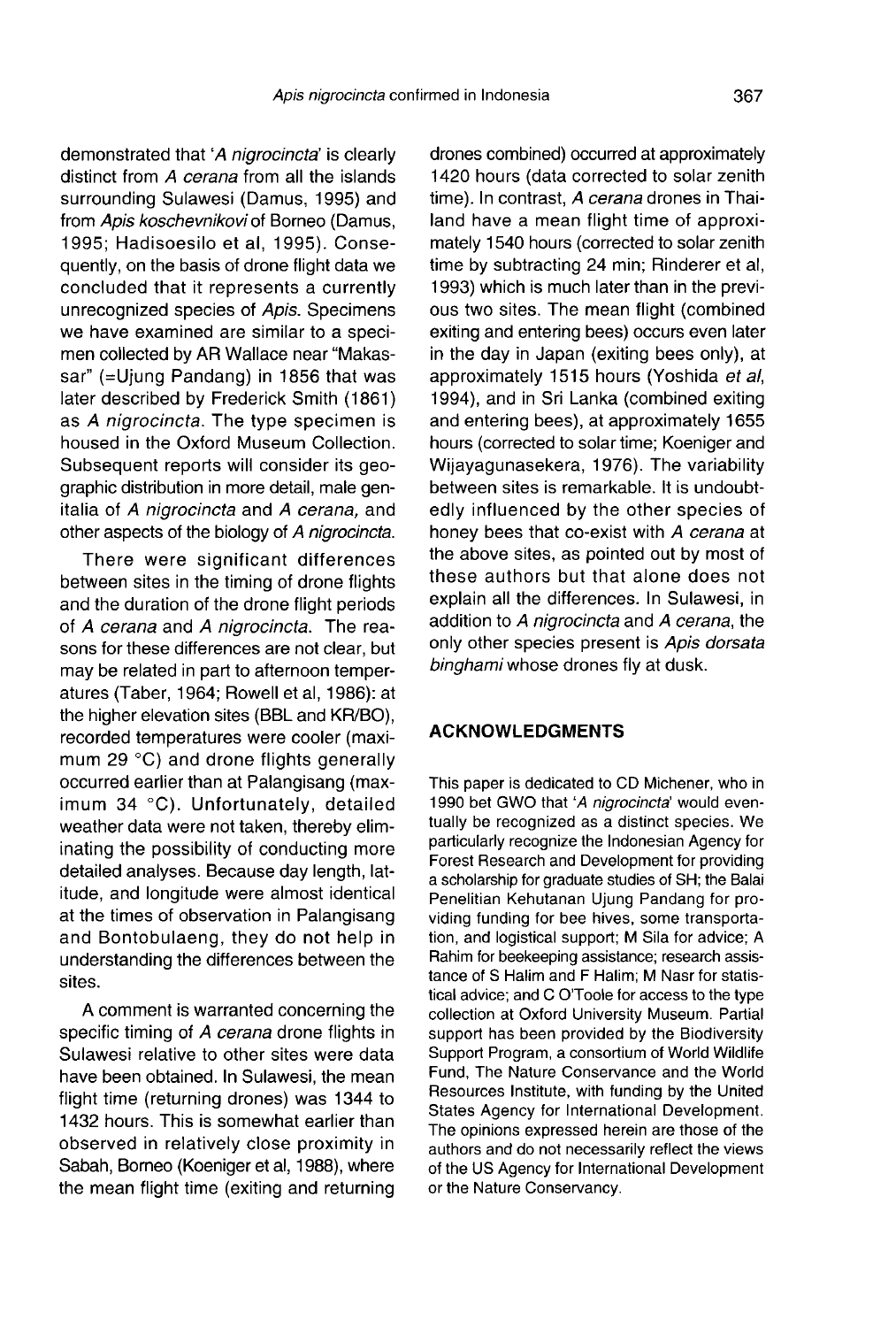demonstrated that '*A nigrocincta*' is clearly distinct from *A cerana* from all the islands surrounding Sulawesi (Damus, 1995) and from *Apis koschevnikovi* of Borneo (Damus, 1995; Hadisoesilo et al, 1995). Consequently, on the basis of drone flight data we concluded that it represents a currently unrecognized species of *Apis*. Specimens we have examined are similar to a specimen collected by AR Wallace near "Makassar" (=Ujung Pandang) in 1856 that was later described by Frederick Smith (1861) as *A nigrocincta*. The type specimen is housed in the Oxford Museum Collection. Subsequent reports will consider its geographic distribution in more detail, male genitalia of *A nigrocincta* and *A cerana*, and other aspects of the biology of *A nigrocincta*.

There were significant differences between sites in the timing of drone flights and the duration of the drone flight periods of *A cerana* and *A nigrocincta*. The reasons for these differences are not clear, but may be related in part to afternoon temperatures (Taber, 1964; Rowell et al, 1986): at the higher elevation sites (BBL and KR/BO), recorded temperatures were cooler (maximum 29 °C) and drone flights generally occurred earlier than at Palangisang (maximum 34 °C). Unfortunately, detailed weather data were not taken, thereby eliminating the possibility of conducting more detailed analyses. Because day length, latitude, and longitude were almost identical at the times of observation in Palangisang and Bontobulaeng, they do not help in understanding the differences between the sites.

A comment is warranted concerning the specific timing of *A cerana* drone flights in Sulawesi relative to other sites were data have been obtained. In Sulawesi, the mean flight time (returning drones) was 1344 to 1432 hours. This is somewhat earlier than observed in relatively close proximity in Sabah, Borneo (Koeniger et al, 1988), where the mean flight time (exiting and returning drones combined) occurred at approximately 1420 hours (data corrected to solar zenith time). In contrast, *A cerana* drones in Thailand have a mean flight time of approximately 1540 hours (corrected to solar zenith time by subtracting 24 min; Rinderer et al, 1993) which is much later than in the previous two sites. The mean flight (combined exiting and entering bees) occurs even later in the day in Japan (exiting bees only), at approximately 1515 hours (Yoshida *et al*, 1994), and in Sri Lanka (combined exiting and entering bees), at approximately 1655 hours (corrected to solar time; Koeniger and Wijayagunasekera, 1976). The variability between sites is remarkable. It is undoubtedly influenced by the other species of honey bees that co-exist with *A cerana* at the above sites, as pointed out by most of these authors but that alone does not explain all the differences. In Sulawesi, in addition to *A nigrocincta* and *A cerana*, the only other species present is *Apis dorsata binghami* whose drones fly at dusk.

## ACKNOWLEDGMENTS

This paper is dedicated to CD Michener, who in 1990 bet GWO that '*A nigrocincta*' would eventually be recognized as a distinct species. We particularly recognize the Indonesian Agency for Forest Research and Development for providing a scholarship for graduate studies of SH; the Balai Penelitian Kehutanan Ujung Pandang for providing funding for bee hives, some transportation, and logistical support; M Sila for advice; A Rahim for beekeeping assistance; research assistance of S Halim and F Halim; M Nasr for statistical advice; and C O'Toole for access to the type collection at Oxford University Museum. Partial support has been provided by the Biodiversity Support Program, a consortium of World Wildlife Fund, The Nature Conservance and the World Resources Institute, with funding by the United States Agency for International Development. The opinions expressed herein are those of the authors and do not necessarily reflect the views of the US Agency for International Development or the Nature Conservancy.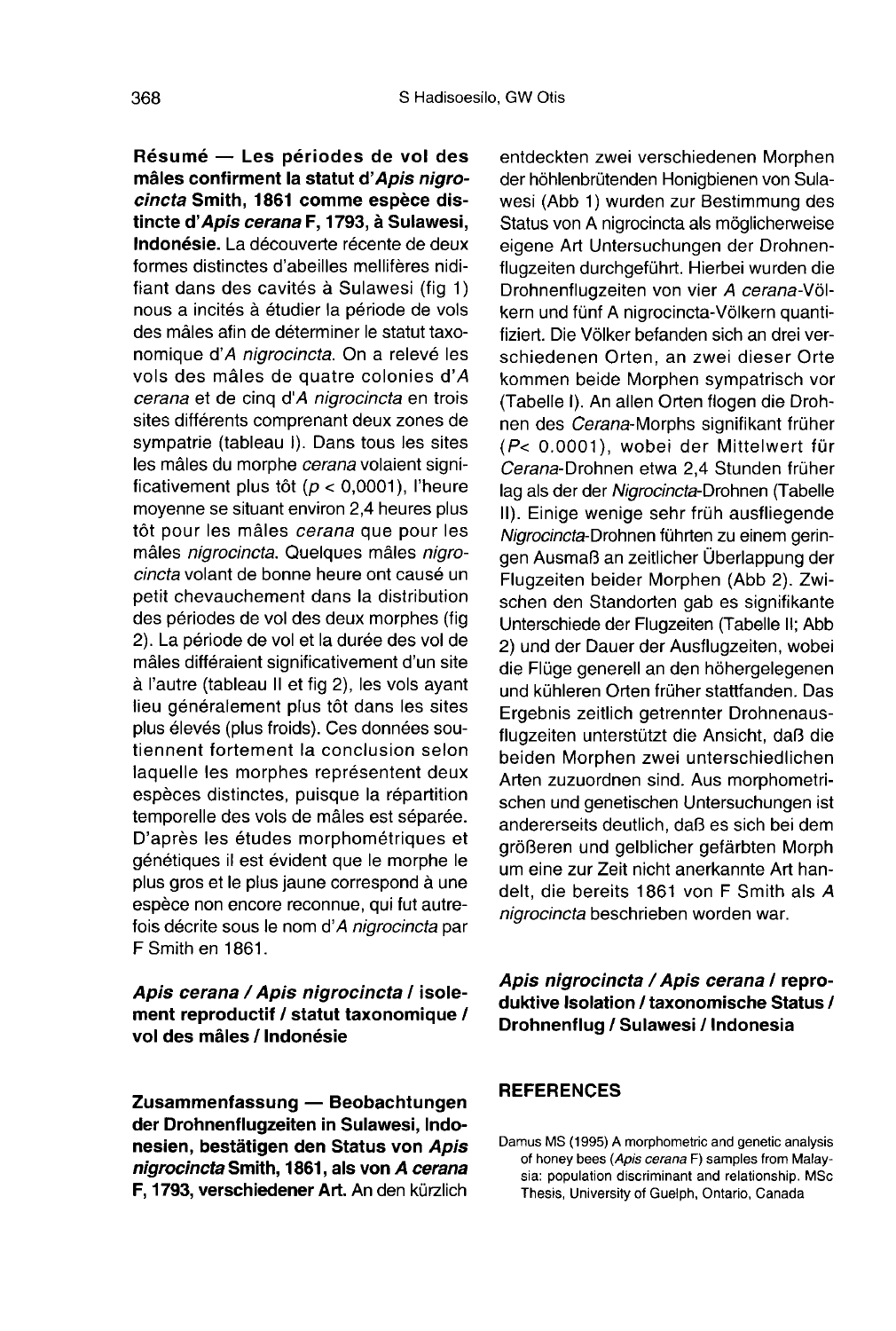**Résumé — Les périodes de vol des mâles confirment le statut d'*Apis nigrocincta* Smith, 1861 comme espèce distincte d'*Apis cerana* F, 1793, à Sulawesi, Indonésie.** La découverte récente de deux formes distinctes d'abeilles mellifères nidifiant dans des cavités à Sulawesi (fig 1) nous a incités à étudier la période de vols des mâles afin de déterminer le statut taxonomique d'*A nigrocincta*. On a relevé les vols des mâles de quatre colonies d'*A cerana* et de cinq d'*A nigrocincta* en trois sites différents comprenant deux zones de sympatrie (tableau I). Dans tous les sites les mâles du morphe *cerana* volaient significativement plus tôt ($p < 0,0001$), l'heure moyenne se situant environ 2,4 heures plus tôt pour les mâles *cerana* que pour les mâles *nigrocincta*. Quelques mâles *nigrocincta* volant de bonne heure ont causé un petit chevauchement dans la distribution des périodes de vol des deux morphes (fig 2). La période de vol et la durée des vol de mâles différaient significativement d'un site à l'autre (tableau II et fig 2), les vols ayant lieu généralement plus tôt dans les sites plus élevés (plus froids). Ces données soutiennent fortement la conclusion selon laquelle les morphes représentent deux espèces distinctes, puisque la répartition temporelle des vols de mâles est séparée. D'après les études morphométriques et génétiques il est évident que le morphe le plus gros et le plus jaune correspond à une espèce non encore reconnue, qui fut autrefois décrite sous le nom d'*A nigrocincta* par F Smith en 1861.

***Apis cerana* / *Apis nigrocincta* / isolement reproductif / statut taxonomique / vol des mâles / Indonésie**

**Zusammenfassung — Beobachtungen der Drohnenflugzeiten in Sulawesi, Indonesien, bestätigen den Status von *Apis nigrocincta* Smith, 1861, als von *A cerana* F, 1793, verschiedener Art.** An den kürzlich entdeckten zwei verschiedenen Morphen der höhlenbrütenden Honigbienen von Sulawesi (Abb 1) wurden zur Bestimmung des Status von A nigrocincta als möglicherweise eigene Art Untersuchungen der Drohnenflugzeiten durchgeführt. Hierbei wurden die Drohnenflugzeiten von vier *A cerana*-Völkern und fünf A nigrocincta-Völkern quantifiziert. Die Völker befanden sich an drei verschiedenen Orten, an zwei dieser Orte kommen beide Morphen sympatrisch vor (Tabelle I). An allen Orten flogen die Drohnen des *Cerana*-Morphs signifikant früher ($P < 0.0001$), wobei der Mittelwert für *Cerana*-Drohnen etwa 2,4 Stunden früher lag als der der *Nigrocincta*-Drohnen (Tabelle II). Einige wenige sehr früh ausfliegende *Nigrocincta*-Drohnen führten zu einem geringen Ausmaß an zeitlicher Überlappung der Flugzeiten beider Morphen (Abb 2). Zwischen den Standorten gab es signifikante Unterschiede der Flugzeiten (Tabelle II; Abb 2) und der Dauer der Ausflugzeiten, wobei die Flüge generell an den höhergelegenen und kühleren Orten früher stattfanden. Das Ergebnis zeitlich getrennter Drohnenausflugzeiten unterstützt die Ansicht, daß die beiden Morphen zwei unterschiedlichen Arten zuzuordnen sind. Aus morphometrischen und genetischen Untersuchungen ist andererseits deutlich, daß es sich bei dem größeren und gelblicher gefärbten Morph um eine zur Zeit nicht anerkannte Art handelt, die bereits 1861 von F Smith als *A nigrocincta* beschrieben worden war.

***Apis nigrocincta* / *Apis cerana* / reproduktive Isolation / taxonomische Status / Drohnenflug / Sulawesi / Indonesia**

## REFERENCES

Damus MS (1995) A morphometric and genetic analysis of honey bees (*Apis cerana* F) samples from Malaysia: population discriminant and relationship. MSc Thesis, University of Guelph, Ontario, Canada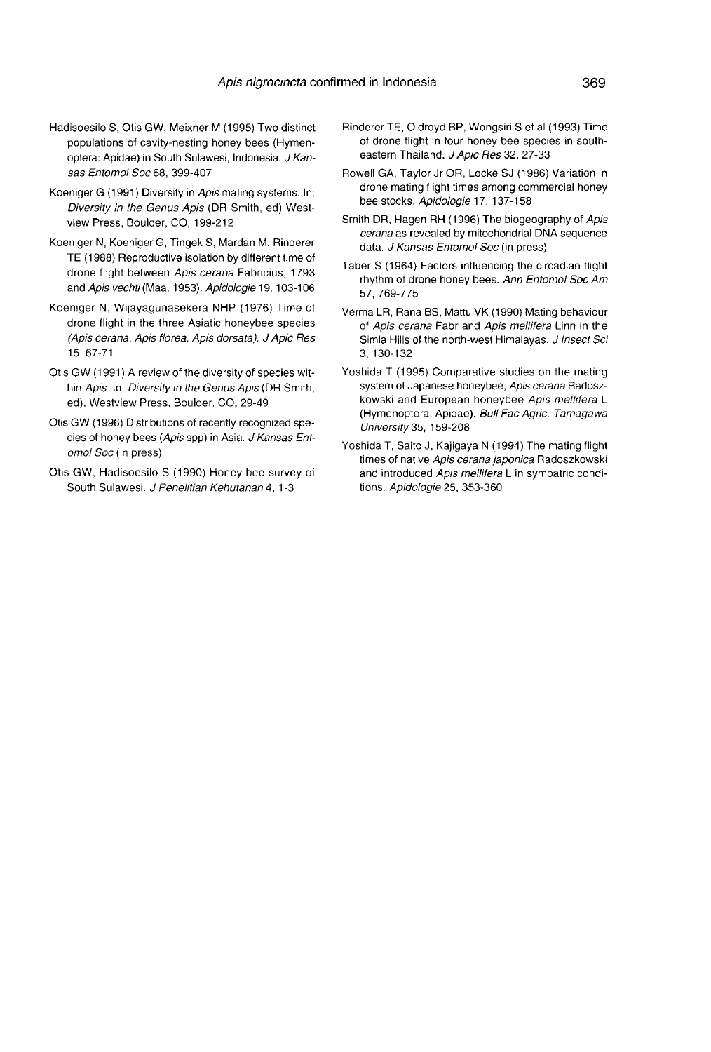Hadisoesilo S, Otis GW, Meixner M (1995) Two distinct populations of cavity-nesting honey bees (Hymenoptera: Apidae) in South Sulawesi, Indonesia. *J Kansas Entomol Soc* 68, 399-407

Koeniger G (1991) Diversity in *Apis* mating systems. In: *Diversity in the Genus Apis* (DR Smith, ed) Westview Press, Boulder, CO, 199-212

Koeniger N, Koeniger G, Tingek S, Mardan M, Rinderer TE (1988) Reproductive isolation by different time of drone flight between *Apis cerana* Fabricius, 1793 and *Apis vechti* (Maa, 1953). *Apidologie* 19, 103-106

Koeniger N, Wijayagunasekera NHP (1976) Time of drone flight in the three Asiatic honeybee species (*Apis cerana, Apis florea, Apis dorsata*). *J Apic Res* 15, 67-71

Otis GW (1991) A review of the diversity of species within *Apis*. In: *Diversity in the Genus Apis* (DR Smith, ed), Westview Press, Boulder, CO, 29-49

Otis GW (1996) Distributions of recently recognized species of honey bees (*Apis* spp) in Asia. *J Kansas Entomol Soc* (in press)

Otis GW, Hadisoesilo S (1990) Honey bee survey of South Sulawesi. *J Penelitian Kehutanan* 4, 1-3

Rinderer TE, Oldroyd BP, Wongsiri S et al (1993) Time of drone flight in four honey bee species in southeastern Thailand. *J Apic Res* 32, 27-33

Rowell GA, Taylor Jr OR, Locke SJ (1986) Variation in drone mating flight times among commercial honey bee stocks. *Apidologie* 17, 137-158

Smith DR, Hagen RH (1996) The biogeography of *Apis cerana* as revealed by mitochondrial DNA sequence data. *J Kansas Entomol Soc* (in press)

Taber S (1964) Factors influencing the circadian flight rhythm of drone honey bees. *Ann Entomol Soc Am* 57, 769-775

Verma LR, Rana BS, Mattu VK (1990) Mating behaviour of *Apis cerana* Fabr and *Apis mellifera* Linn in the Simla Hills of the north-west Himalayas. *J Insect Sci* 3, 130-132

Yoshida T (1995) Comparative studies on the mating system of Japanese honeybee, *Apis cerana* Radoszkowski and European honeybee *Apis mellifera* L (Hymenoptera: Apidae). *Bull Fac Agric, Tamagawa University* 35, 159-208

Yoshida T, Saito J, Kajigaya N (1994) The mating flight times of native *Apis cerana japonica* Radoszkowski and introduced *Apis mellifera* L in sympatric conditions. *Apidologie* 25, 353-360